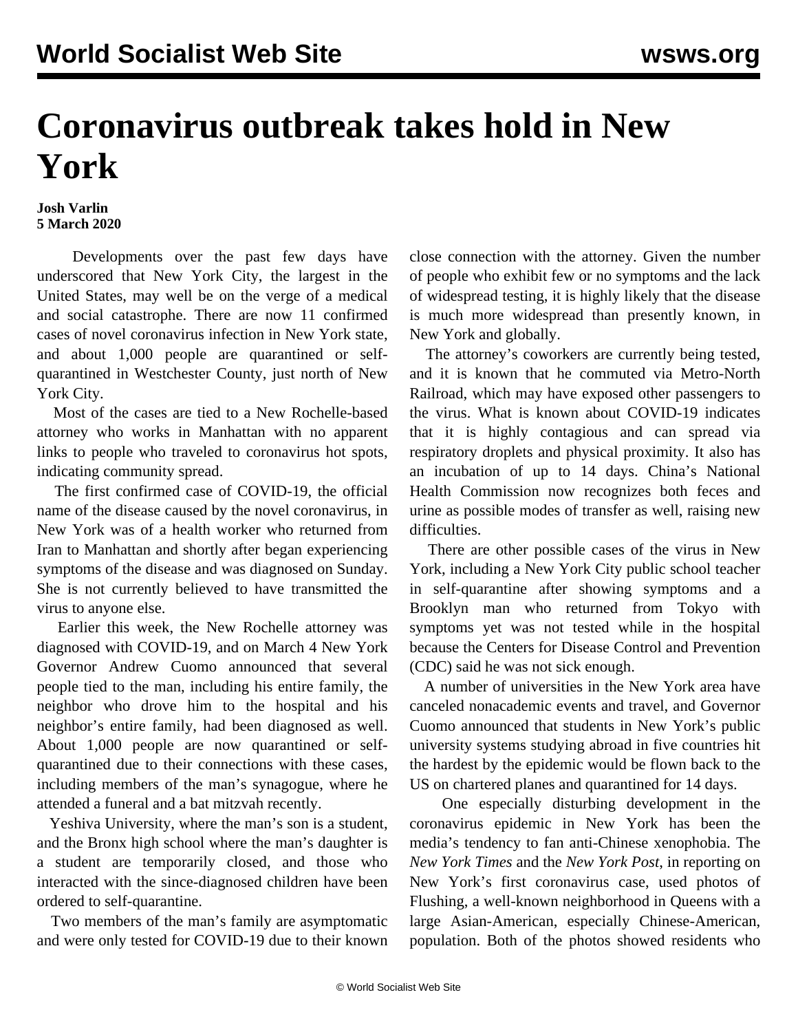# Coronavirus outbreak takes hold in New York

**Josh Varlin**
**5 March 2020**

Developments over the past few days have underscored that New York City, the largest in the United States, may well be on the verge of a medical and social catastrophe. There are now 11 confirmed cases of novel coronavirus infection in New York state, and about 1,000 people are quarantined or self-quarantined in Westchester County, just north of New York City.

Most of the cases are tied to a New Rochelle-based attorney who works in Manhattan with no apparent links to people who traveled to coronavirus hot spots, indicating community spread.

The first confirmed case of COVID-19, the official name of the disease caused by the novel coronavirus, in New York was of a health worker who returned from Iran to Manhattan and shortly after began experiencing symptoms of the disease and was diagnosed on Sunday. She is not currently believed to have transmitted the virus to anyone else.

Earlier this week, the New Rochelle attorney was diagnosed with COVID-19, and on March 4 New York Governor Andrew Cuomo announced that several people tied to the man, including his entire family, the neighbor who drove him to the hospital and his neighbor's entire family, had been diagnosed as well. About 1,000 people are now quarantined or self-quarantined due to their connections with these cases, including members of the man's synagogue, where he attended a funeral and a bat mitzvah recently.

Yeshiva University, where the man's son is a student, and the Bronx high school where the man's daughter is a student are temporarily closed, and those who interacted with the since-diagnosed children have been ordered to self-quarantine.

Two members of the man's family are asymptomatic and were only tested for COVID-19 due to their known close connection with the attorney. Given the number of people who exhibit few or no symptoms and the lack of widespread testing, it is highly likely that the disease is much more widespread than presently known, in New York and globally.

The attorney's coworkers are currently being tested, and it is known that he commuted via Metro-North Railroad, which may have exposed other passengers to the virus. What is known about COVID-19 indicates that it is highly contagious and can spread via respiratory droplets and physical proximity. It also has an incubation of up to 14 days. China's National Health Commission now recognizes both feces and urine as possible modes of transfer as well, raising new difficulties.

There are other possible cases of the virus in New York, including a New York City public school teacher in self-quarantine after showing symptoms and a Brooklyn man who returned from Tokyo with symptoms yet was not tested while in the hospital because the Centers for Disease Control and Prevention (CDC) said he was not sick enough.

A number of universities in the New York area have canceled nonacademic events and travel, and Governor Cuomo announced that students in New York's public university systems studying abroad in five countries hit the hardest by the epidemic would be flown back to the US on chartered planes and quarantined for 14 days.

One especially disturbing development in the coronavirus epidemic in New York has been the media's tendency to fan anti-Chinese xenophobia. The *New York Times* and the *New York Post*, in reporting on New York's first coronavirus case, used photos of Flushing, a well-known neighborhood in Queens with a large Asian-American, especially Chinese-American, population. Both of the photos showed residents who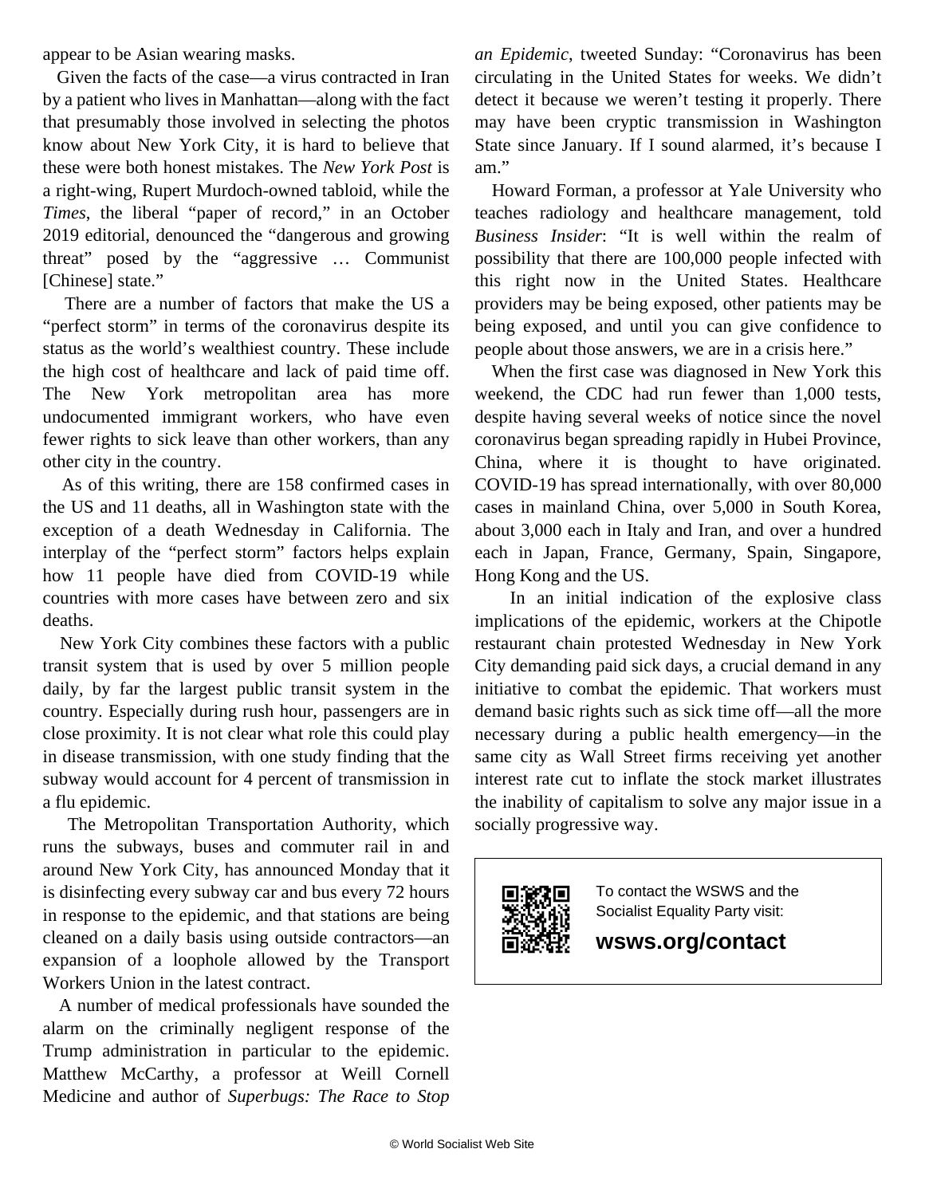appear to be Asian wearing masks.

Given the facts of the case—a virus contracted in Iran by a patient who lives in Manhattan—along with the fact that presumably those involved in selecting the photos know about New York City, it is hard to believe that these were both honest mistakes. The *New York Post* is a right-wing, Rupert Murdoch-owned tabloid, while the *Times*, the liberal "paper of record," in an October 2019 editorial, denounced the "dangerous and growing threat" posed by the "aggressive … Communist [Chinese] state."

There are a number of factors that make the US a "perfect storm" in terms of the coronavirus despite its status as the world's wealthiest country. These include the high cost of healthcare and lack of paid time off. The New York metropolitan area has more undocumented immigrant workers, who have even fewer rights to sick leave than other workers, than any other city in the country.

As of this writing, there are 158 confirmed cases in the US and 11 deaths, all in Washington state with the exception of a death Wednesday in California. The interplay of the "perfect storm" factors helps explain how 11 people have died from COVID-19 while countries with more cases have between zero and six deaths.

New York City combines these factors with a public transit system that is used by over 5 million people daily, by far the largest public transit system in the country. Especially during rush hour, passengers are in close proximity. It is not clear what role this could play in disease transmission, with one study finding that the subway would account for 4 percent of transmission in a flu epidemic.

The Metropolitan Transportation Authority, which runs the subways, buses and commuter rail in and around New York City, has announced Monday that it is disinfecting every subway car and bus every 72 hours in response to the epidemic, and that stations are being cleaned on a daily basis using outside contractors—an expansion of a loophole allowed by the Transport Workers Union in the latest contract.

A number of medical professionals have sounded the alarm on the criminally negligent response of the Trump administration in particular to the epidemic. Matthew McCarthy, a professor at Weill Cornell Medicine and author of *Superbugs: The Race to Stop an Epidemic*, tweeted Sunday: "Coronavirus has been circulating in the United States for weeks. We didn't detect it because we weren't testing it properly. There may have been cryptic transmission in Washington State since January. If I sound alarmed, it's because I am."

Howard Forman, a professor at Yale University who teaches radiology and healthcare management, told *Business Insider*: "It is well within the realm of possibility that there are 100,000 people infected with this right now in the United States. Healthcare providers may be being exposed, other patients may be being exposed, and until you can give confidence to people about those answers, we are in a crisis here."

When the first case was diagnosed in New York this weekend, the CDC had run fewer than 1,000 tests, despite having several weeks of notice since the novel coronavirus began spreading rapidly in Hubei Province, China, where it is thought to have originated. COVID-19 has spread internationally, with over 80,000 cases in mainland China, over 5,000 in South Korea, about 3,000 each in Italy and Iran, and over a hundred each in Japan, France, Germany, Spain, Singapore, Hong Kong and the US.

In an initial indication of the explosive class implications of the epidemic, workers at the Chipotle restaurant chain protested Wednesday in New York City demanding paid sick days, a crucial demand in any initiative to combat the epidemic. That workers must demand basic rights such as sick time off—all the more necessary during a public health emergency—in the same city as Wall Street firms receiving yet another interest rate cut to inflate the stock market illustrates the inability of capitalism to solve any major issue in a socially progressive way.

To contact the WSWS and the Socialist Equality Party visit:

**wsws.org/contact**